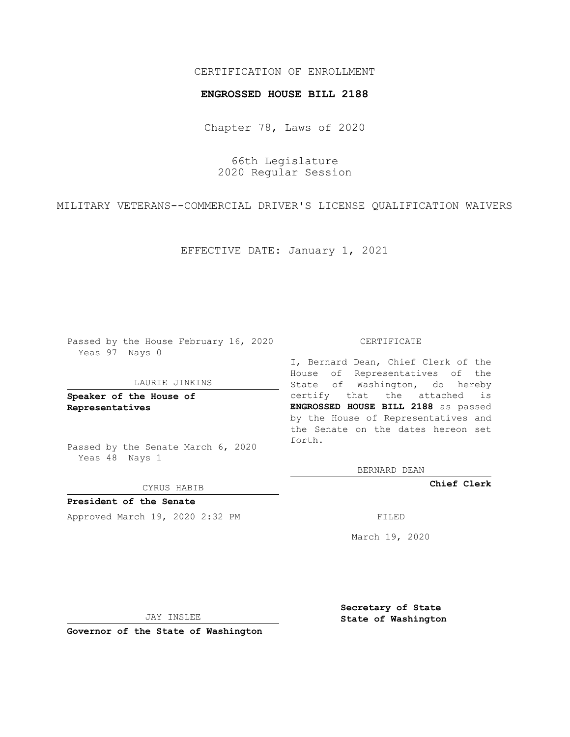CERTIFICATION OF ENROLLMENT

**ENGROSSED HOUSE BILL 2188**

Chapter 78, Laws of 2020

66th Legislature
2020 Regular Session

MILITARY VETERANS--COMMERCIAL DRIVER'S LICENSE QUALIFICATION WAIVERS

EFFECTIVE DATE: January 1, 2021

Passed by the House February 16, 2020
Yeas 97 Nays 0

LAURIE JINKINS

**Speaker of the House of Representatives**

Passed by the Senate March 6, 2020
Yeas 48 Nays 1

CYRUS HABIB

**President of the Senate**

Approved March 19, 2020 2:32 PM

JAY INSLEE

**Governor of the State of Washington**

CERTIFICATE

I, Bernard Dean, Chief Clerk of the House of Representatives of the State of Washington, do hereby certify that the attached is **ENGROSSED HOUSE BILL 2188** as passed by the House of Representatives and the Senate on the dates hereon set forth.

BERNARD DEAN

**Chief Clerk**

FILED

March 19, 2020

**Secretary of State**
**State of Washington**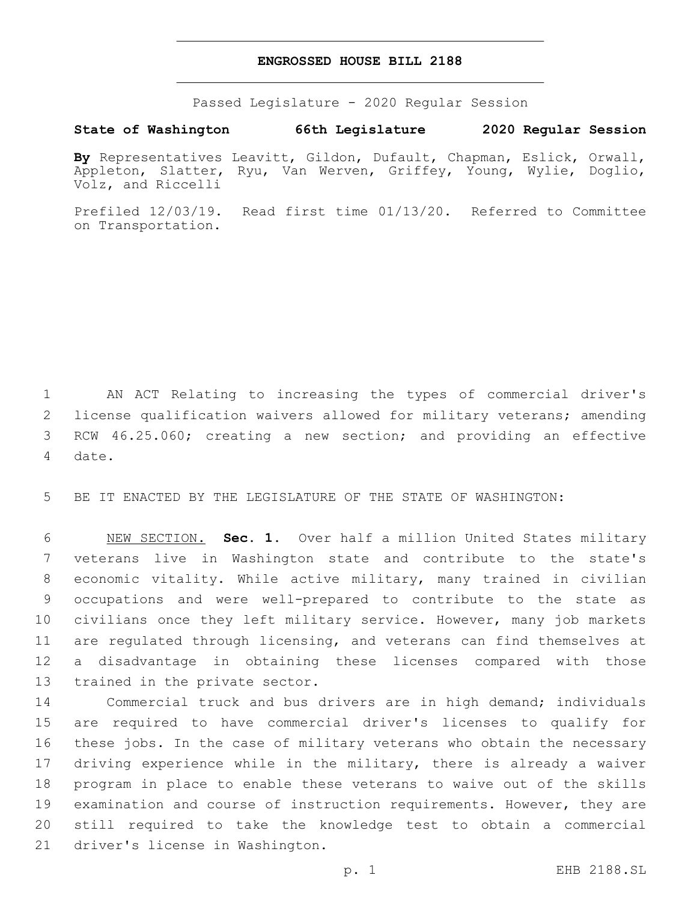# ENGROSSED HOUSE BILL 2188

Passed Legislature - 2020 Regular Session

**State of Washington 66th Legislature 2020 Regular Session**

**By** Representatives Leavitt, Gildon, Dufault, Chapman, Eslick, Orwall, Appleton, Slatter, Ryu, Van Werven, Griffey, Young, Wylie, Doglio, Volz, and Riccelli

Prefiled 12/03/19. Read first time 01/13/20. Referred to Committee on Transportation.

AN ACT Relating to increasing the types of commercial driver's license qualification waivers allowed for military veterans; amending RCW 46.25.060; creating a new section; and providing an effective date.

BE IT ENACTED BY THE LEGISLATURE OF THE STATE OF WASHINGTON:

NEW SECTION. **Sec. 1.** Over half a million United States military veterans live in Washington state and contribute to the state's economic vitality. While active military, many trained in civilian occupations and were well-prepared to contribute to the state as civilians once they left military service. However, many job markets are regulated through licensing, and veterans can find themselves at a disadvantage in obtaining these licenses compared with those trained in the private sector.

Commercial truck and bus drivers are in high demand; individuals are required to have commercial driver's licenses to qualify for these jobs. In the case of military veterans who obtain the necessary driving experience while in the military, there is already a waiver program in place to enable these veterans to waive out of the skills examination and course of instruction requirements. However, they are still required to take the knowledge test to obtain a commercial driver's license in Washington.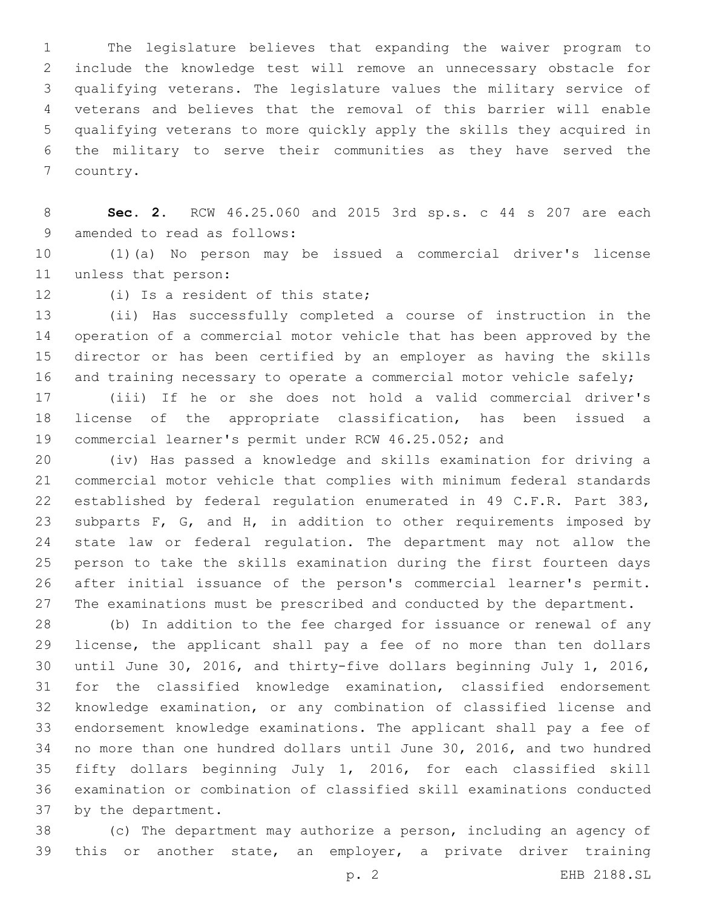The legislature believes that expanding the waiver program to include the knowledge test will remove an unnecessary obstacle for qualifying veterans. The legislature values the military service of veterans and believes that the removal of this barrier will enable qualifying veterans to more quickly apply the skills they acquired in the military to serve their communities as they have served the country.

**Sec. 2.** RCW 46.25.060 and 2015 3rd sp.s. c 44 s 207 are each amended to read as follows:

(1)(a) No person may be issued a commercial driver's license unless that person:

(i) Is a resident of this state;

(ii) Has successfully completed a course of instruction in the operation of a commercial motor vehicle that has been approved by the director or has been certified by an employer as having the skills and training necessary to operate a commercial motor vehicle safely;

(iii) If he or she does not hold a valid commercial driver's license of the appropriate classification, has been issued a commercial learner's permit under RCW 46.25.052; and

(iv) Has passed a knowledge and skills examination for driving a commercial motor vehicle that complies with minimum federal standards established by federal regulation enumerated in 49 C.F.R. Part 383, subparts F, G, and H, in addition to other requirements imposed by state law or federal regulation. The department may not allow the person to take the skills examination during the first fourteen days after initial issuance of the person's commercial learner's permit. The examinations must be prescribed and conducted by the department.

(b) In addition to the fee charged for issuance or renewal of any license, the applicant shall pay a fee of no more than ten dollars until June 30, 2016, and thirty-five dollars beginning July 1, 2016, for the classified knowledge examination, classified endorsement knowledge examination, or any combination of classified license and endorsement knowledge examinations. The applicant shall pay a fee of no more than one hundred dollars until June 30, 2016, and two hundred fifty dollars beginning July 1, 2016, for each classified skill examination or combination of classified skill examinations conducted by the department.

(c) The department may authorize a person, including an agency of this or another state, an employer, a private driver training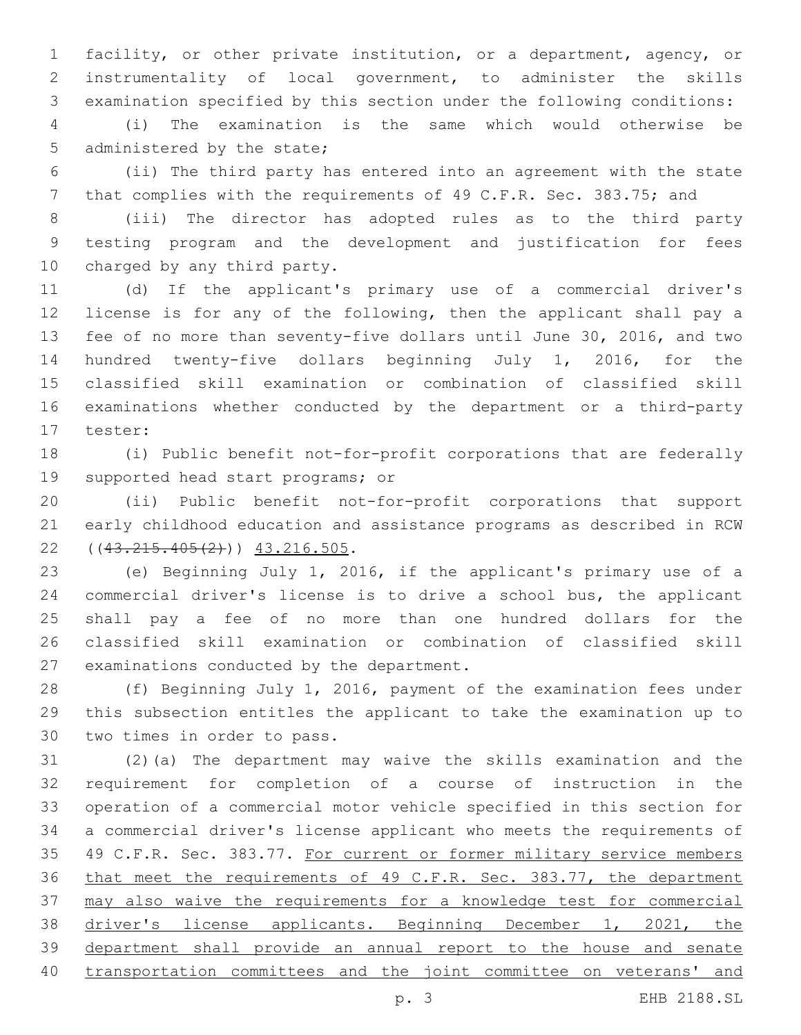facility, or other private institution, or a department, agency, or instrumentality of local government, to administer the skills examination specified by this section under the following conditions:

(i) The examination is the same which would otherwise be administered by the state;

(ii) The third party has entered into an agreement with the state that complies with the requirements of 49 C.F.R. Sec. 383.75; and

(iii) The director has adopted rules as to the third party testing program and the development and justification for fees charged by any third party.

(d) If the applicant's primary use of a commercial driver's license is for any of the following, then the applicant shall pay a fee of no more than seventy-five dollars until June 30, 2016, and two hundred twenty-five dollars beginning July 1, 2016, for the classified skill examination or combination of classified skill examinations whether conducted by the department or a third-party tester:

(i) Public benefit not-for-profit corporations that are federally supported head start programs; or

(ii) Public benefit not-for-profit corporations that support early childhood education and assistance programs as described in RCW ((~~43.215.405(2)~~)) <u>43.216.505</u>.

(e) Beginning July 1, 2016, if the applicant's primary use of a commercial driver's license is to drive a school bus, the applicant shall pay a fee of no more than one hundred dollars for the classified skill examination or combination of classified skill examinations conducted by the department.

(f) Beginning July 1, 2016, payment of the examination fees under this subsection entitles the applicant to take the examination up to two times in order to pass.

(2)(a) The department may waive the skills examination and the requirement for completion of a course of instruction in the operation of a commercial motor vehicle specified in this section for a commercial driver's license applicant who meets the requirements of 49 C.F.R. Sec. 383.77. <u>For current or former military service members that meet the requirements of 49 C.F.R. Sec. 383.77, the department may also waive the requirements for a knowledge test for commercial driver's license applicants. Beginning December 1, 2021, the department shall provide an annual report to the house and senate transportation committees and the joint committee on veterans' and</u>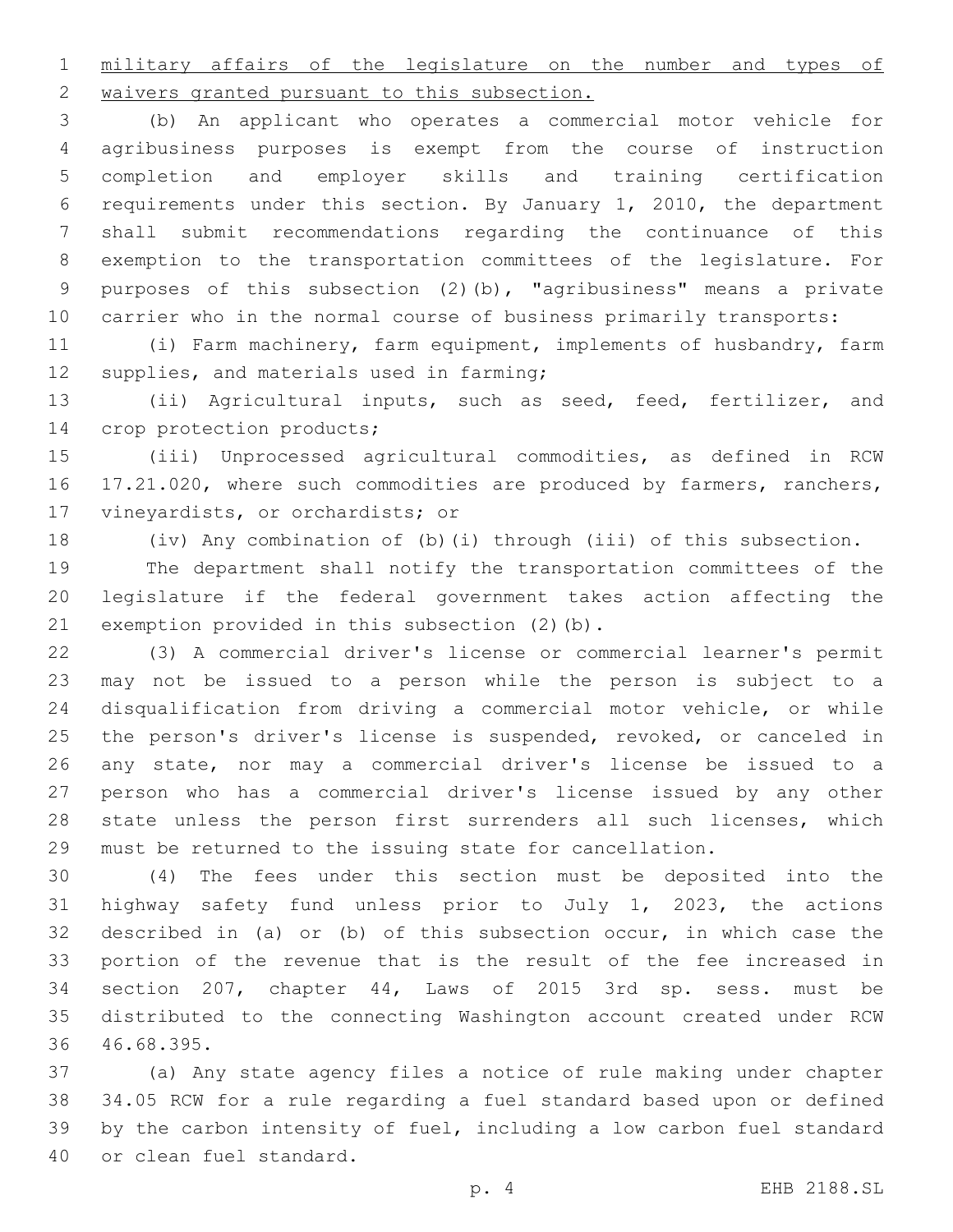military affairs of the legislature on the number and types of waivers granted pursuant to this subsection.

(b) An applicant who operates a commercial motor vehicle for agribusiness purposes is exempt from the course of instruction completion and employer skills and training certification requirements under this section. By January 1, 2010, the department shall submit recommendations regarding the continuance of this exemption to the transportation committees of the legislature. For purposes of this subsection (2)(b), "agribusiness" means a private carrier who in the normal course of business primarily transports:

(i) Farm machinery, farm equipment, implements of husbandry, farm supplies, and materials used in farming;

(ii) Agricultural inputs, such as seed, feed, fertilizer, and crop protection products;

(iii) Unprocessed agricultural commodities, as defined in RCW 17.21.020, where such commodities are produced by farmers, ranchers, vineyardists, or orchardists; or

(iv) Any combination of (b)(i) through (iii) of this subsection.

The department shall notify the transportation committees of the legislature if the federal government takes action affecting the exemption provided in this subsection (2)(b).

(3) A commercial driver's license or commercial learner's permit may not be issued to a person while the person is subject to a disqualification from driving a commercial motor vehicle, or while the person's driver's license is suspended, revoked, or canceled in any state, nor may a commercial driver's license be issued to a person who has a commercial driver's license issued by any other state unless the person first surrenders all such licenses, which must be returned to the issuing state for cancellation.

(4) The fees under this section must be deposited into the highway safety fund unless prior to July 1, 2023, the actions described in (a) or (b) of this subsection occur, in which case the portion of the revenue that is the result of the fee increased in section 207, chapter 44, Laws of 2015 3rd sp. sess. must be distributed to the connecting Washington account created under RCW 46.68.395.

(a) Any state agency files a notice of rule making under chapter 34.05 RCW for a rule regarding a fuel standard based upon or defined by the carbon intensity of fuel, including a low carbon fuel standard or clean fuel standard.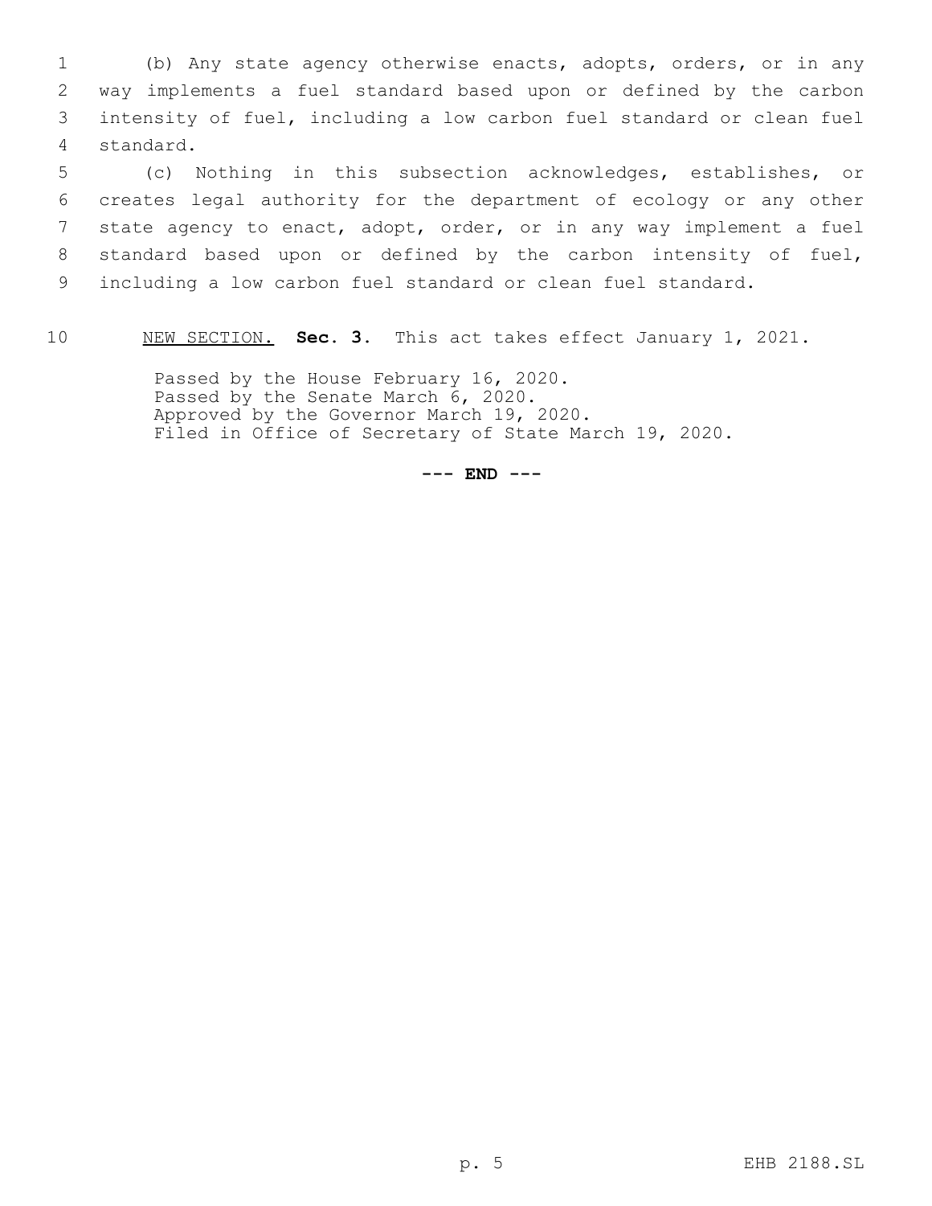(b) Any state agency otherwise enacts, adopts, orders, or in any way implements a fuel standard based upon or defined by the carbon intensity of fuel, including a low carbon fuel standard or clean fuel standard.

(c) Nothing in this subsection acknowledges, establishes, or creates legal authority for the department of ecology or any other state agency to enact, adopt, order, or in any way implement a fuel standard based upon or defined by the carbon intensity of fuel, including a low carbon fuel standard or clean fuel standard.

NEW SECTION. **Sec. 3.** This act takes effect January 1, 2021.

Passed by the House February 16, 2020.
Passed by the Senate March 6, 2020.
Approved by the Governor March 19, 2020.
Filed in Office of Secretary of State March 19, 2020.

**--- END ---**